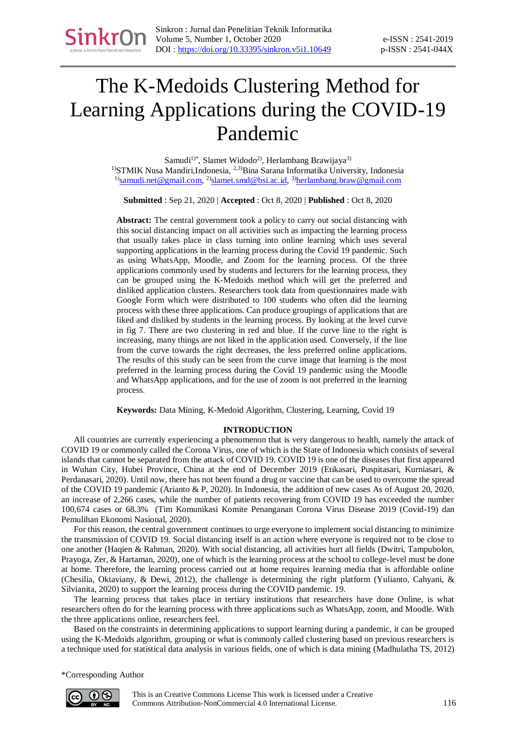# The K-Medoids Clustering Method for Learning Applications during the COVID-19 Pandemic

Samudi[1)*], Slamet Widodo[2)], Herlambang Brawijaya[3)]
[1)]STMIK Nusa Mandiri,Indonesia, [2,3)]Bina Sarana Informatika University, Indonesia
[1)]samudi.net@gmail.com, [2)]slamet.smd@bsi.ac.id, [3)]herlambang.braw@gmail.com

**Submitted** : Sep 21, 2020 | **Accepted** : Oct 8, 2020 | **Published** : Oct 8, 2020

**Abstract:** The central government took a policy to carry out social distancing with this social distancing impact on all activities such as impacting the learning process that usually takes place in class turning into online learning which uses several supporting applications in the learning process during the Covid 19 pandemic. Such as using WhatsApp, Moodle, and Zoom for the learning process. Of the three applications commonly used by students and lecturers for the learning process, they can be grouped using the K-Medoids method which will get the preferred and disliked application clusters. Researchers took data from questionnaires made with Google Form which were distributed to 100 students who often did the learning process with these three applications. Can produce groupings of applications that are liked and disliked by students in the learning process. By looking at the level curve in fig 7. There are two clustering in red and blue. If the curve line to the right is increasing, many things are not liked in the application used. Conversely, if the line from the curve towards the right decreases, the less preferred online applications. The results of this study can be seen from the curve image that learning is the most preferred in the learning process during the Covid 19 pandemic using the Moodle and WhatsApp applications, and for the use of zoom is not preferred in the learning process.

**Keywords:** Data Mining, K-Medoid Algorithm, Clustering, Learning, Covid 19

## INTRODUCTION

All countries are currently experiencing a phenomenon that is very dangerous to health, namely the attack of COVID 19 or commonly called the Corona Virus, one of which is the State of Indonesia which consists of several islands that cannot be separated from the attack of COVID 19. COVID 19 is one of the diseases that first appeared in Wuhan City, Hubei Province, China at the end of December 2019 (Etikasari, Puspitasari, Kurniasari, & Perdanasari, 2020). Until now, there has not been found a drug or vaccine that can be used to overcome the spread of the COVID 19 pandemic (Arianto & P, 2020). In Indonesia, the addition of new cases As of August 20, 2020, an increase of 2,266 cases, while the number of patients recovering from COVID 19 has exceeded the number 100,674 cases or 68.3% (Tim Komunikasi Komite Penanganan Corona Virus Disease 2019 (Covid-19) dan Pemulihan Ekonomi Nasional, 2020).

For this reason, the central government continues to urge everyone to implement social distancing to minimize the transmission of COVID 19. Social distancing itself is an action where everyone is required not to be close to one another (Haqien & Rahman, 2020). With social distancing, all activities hurt all fields (Dwitri, Tampubolon, Prayoga, Zer, & Hartaman, 2020), one of which is the learning process at the school to college-level must be done at home. Therefore, the learning process carried out at home requires learning media that is affordable online (Chesilia, Oktaviany, & Dewi, 2012), the challenge is determining the right platform (Yulianto, Cahyani, & Silvianita, 2020) to support the learning process during the COVID pandemic. 19.

The learning process that takes place in tertiary institutions that researchers have done Online, is what researchers often do for the learning process with three applications such as WhatsApp, zoom, and Moodle. With the three applications online, researchers feel.

Based on the constraints in determining applications to support learning during a pandemic, it can be grouped using the K-Medoids algorithm, grouping or what is commonly called clustering based on previous researchers is a technique used for statistical data analysis in various fields, one of which is data mining (Madhulatha TS, 2012)

*Corresponding Author

This is an Creative Commons License This work is licensed under a Creative Commons Attribution-NonCommercial 4.0 International License.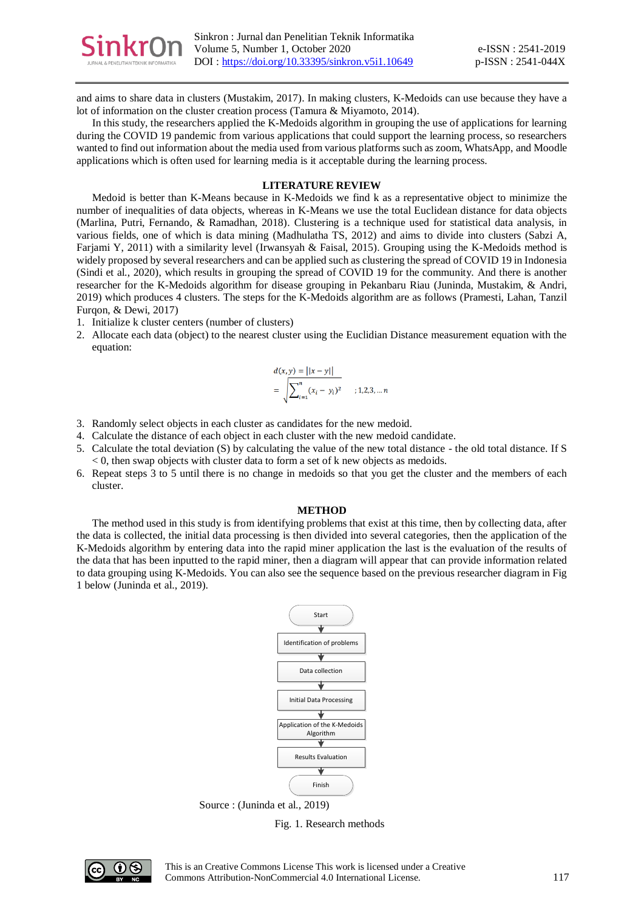and aims to share data in clusters (Mustakim, 2017). In making clusters, K-Medoids can use because they have a lot of information on the cluster creation process (Tamura & Miyamoto, 2014).

In this study, the researchers applied the K-Medoids algorithm in grouping the use of applications for learning during the COVID 19 pandemic from various applications that could support the learning process, so researchers wanted to find out information about the media used from various platforms such as zoom, WhatsApp, and Moodle applications which is often used for learning media is it acceptable during the learning process.

## LITERATURE REVIEW

Medoid is better than K-Means because in K-Medoids we find k as a representative object to minimize the number of inequalities of data objects, whereas in K-Means we use the total Euclidean distance for data objects (Marlina, Putri, Fernando, & Ramadhan, 2018). Clustering is a technique used for statistical data analysis, in various fields, one of which is data mining (Madhulatha TS, 2012) and aims to divide into clusters (Sabzi A, Farjami Y, 2011) with a similarity level (Irwansyah & Faisal, 2015). Grouping using the K-Medoids method is widely proposed by several researchers and can be applied such as clustering the spread of COVID 19 in Indonesia (Sindi et al., 2020), which results in grouping the spread of COVID 19 for the community. And there is another researcher for the K-Medoids algorithm for disease grouping in Pekanbaru Riau (Juninda, Mustakim, & Andri, 2019) which produces 4 clusters. The steps for the K-Medoids algorithm are as follows (Pramesti, Lahan, Tanzil Furqon, & Dewi, 2017)

1. Initialize k cluster centers (number of clusters)
2. Allocate each data (object) to the nearest cluster using the Euclidian Distance measurement equation with the equation:

$$d(x, y) = ||x - y||$$
$$= \sqrt{\sum_{i=1}^{n} (x_i - y_i)^2} \quad ; 1,2,3, \dots n$$

3. Randomly select objects in each cluster as candidates for the new medoid.
4. Calculate the distance of each object in each cluster with the new medoid candidate.
5. Calculate the total deviation (S) by calculating the value of the new total distance - the old total distance. If S < 0, then swap objects with cluster data to form a set of k new objects as medoids.
6. Repeat steps 3 to 5 until there is no change in medoids so that you get the cluster and the members of each cluster.

## METHOD

The method used in this study is from identifying problems that exist at this time, then by collecting data, after the data is collected, the initial data processing is then divided into several categories, then the application of the K-Medoids algorithm by entering data into the rapid miner application the last is the evaluation of the results of the data that has been inputted to the rapid miner, then a diagram will appear that can provide information related to data grouping using K-Medoids. You can also see the sequence based on the previous researcher diagram in Fig 1 below (Juninda et al., 2019).

Start → Identification of problems → Data collection → Initial Data Processing → Application of the K-Medoids Algorithm → Results Evaluation → Finish

Source : (Juninda et al., 2019)

Fig. 1. Research methods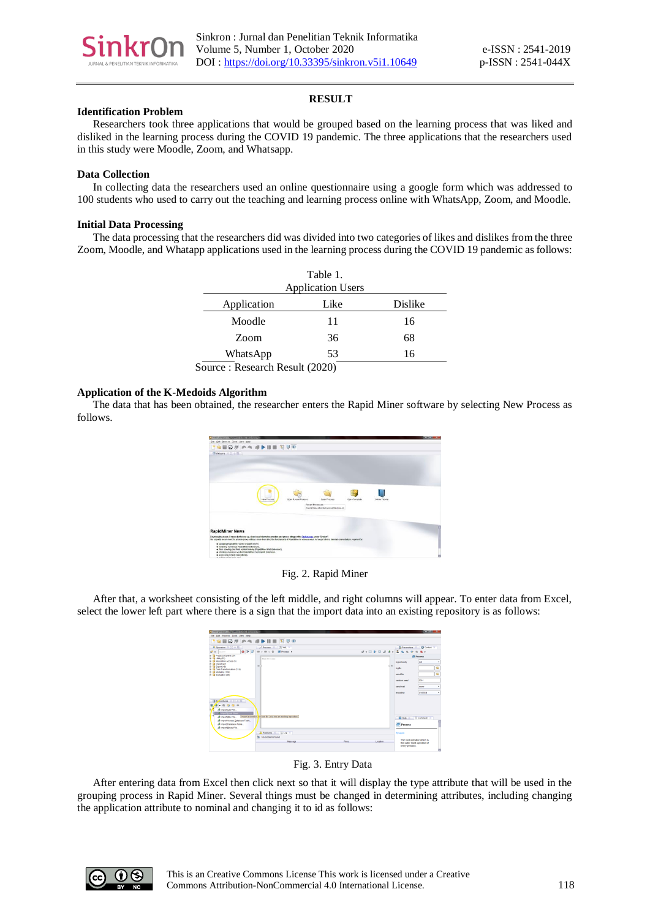## RESULT

### Identification Problem

Researchers took three applications that would be grouped based on the learning process that was liked and disliked in the learning process during the COVID 19 pandemic. The three applications that the researchers used in this study were Moodle, Zoom, and Whatsapp.

### Data Collection

In collecting data the researchers used an online questionnaire using a google form which was addressed to 100 students who used to carry out the teaching and learning process online with WhatsApp, Zoom, and Moodle.

### Initial Data Processing

The data processing that the researchers did was divided into two categories of likes and dislikes from the three Zoom, Moodle, and Whatapp applications used in the learning process during the COVID 19 pandemic as follows:

Table 1.
Application Users

| Application | Like | Dislike |
|---|---|---|
| Moodle | 11 | 16 |
| Zoom | 36 | 68 |
| WhatsApp | 53 | 16 |

Source : Research Result (2020)

### Application of the K-Medoids Algorithm

The data that has been obtained, the researcher enters the Rapid Miner software by selecting New Process as follows.

Fig. 2. Rapid Miner

After that, a worksheet consisting of the left middle, and right columns will appear. To enter data from Excel, select the lower left part where there is a sign that the import data into an existing repository is as follows:

Fig. 3. Entry Data

After entering data from Excel then click next so that it will display the type attribute that will be used in the grouping process in Rapid Miner. Several things must be changed in determining attributes, including changing the application attribute to nominal and changing it to id as follows: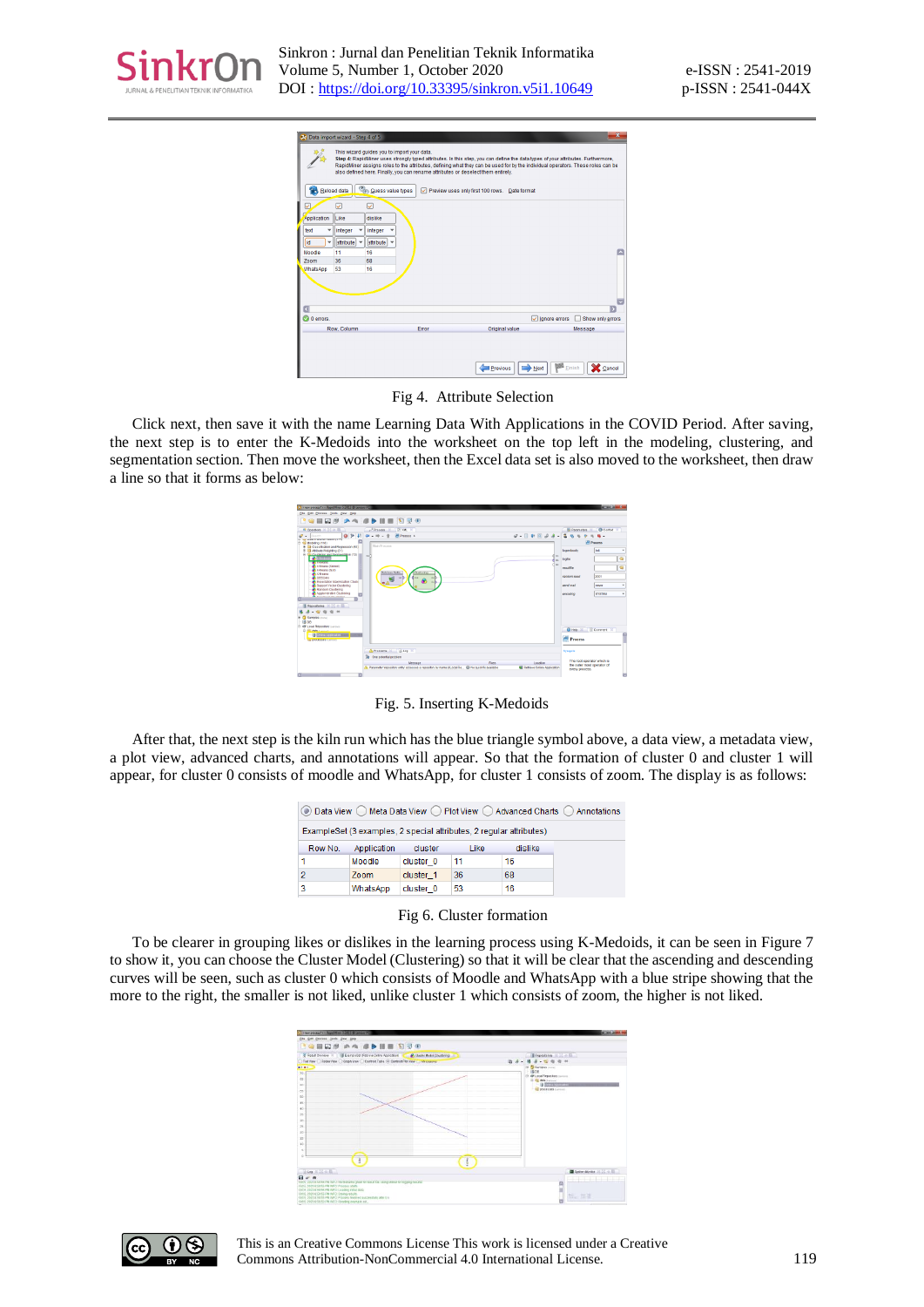Fig 4. Attribute Selection

Click next, then save it with the name Learning Data With Applications in the COVID Period. After saving, the next step is to enter the K-Medoids into the worksheet on the top left in the modeling, clustering, and segmentation section. Then move the worksheet, then the Excel data set is also moved to the worksheet, then draw a line so that it forms as below:

Fig. 5. Inserting K-Medoids

After that, the next step is the kiln run which has the blue triangle symbol above, a data view, a metadata view, a plot view, advanced charts, and annotations will appear. So that the formation of cluster 0 and cluster 1 will appear, for cluster 0 consists of moodle and WhatsApp, for cluster 1 consists of zoom. The display is as follows:

| Row No. | Application | cluster | Like | dislike |
|---|---|---|---|---|
| 1 | Moodle | cluster_0 | 11 | 16 |
| 2 | Zoom | cluster_1 | 36 | 68 |
| 3 | WhatsApp | cluster_0 | 53 | 16 |

Fig 6. Cluster formation

To be clearer in grouping likes or dislikes in the learning process using K-Medoids, it can be seen in Figure 7 to show it, you can choose the Cluster Model (Clustering) so that it will be clear that the ascending and descending curves will be seen, such as cluster 0 which consists of Moodle and WhatsApp with a blue stripe showing that the more to the right, the smaller is not liked, unlike cluster 1 which consists of zoom, the higher is not liked.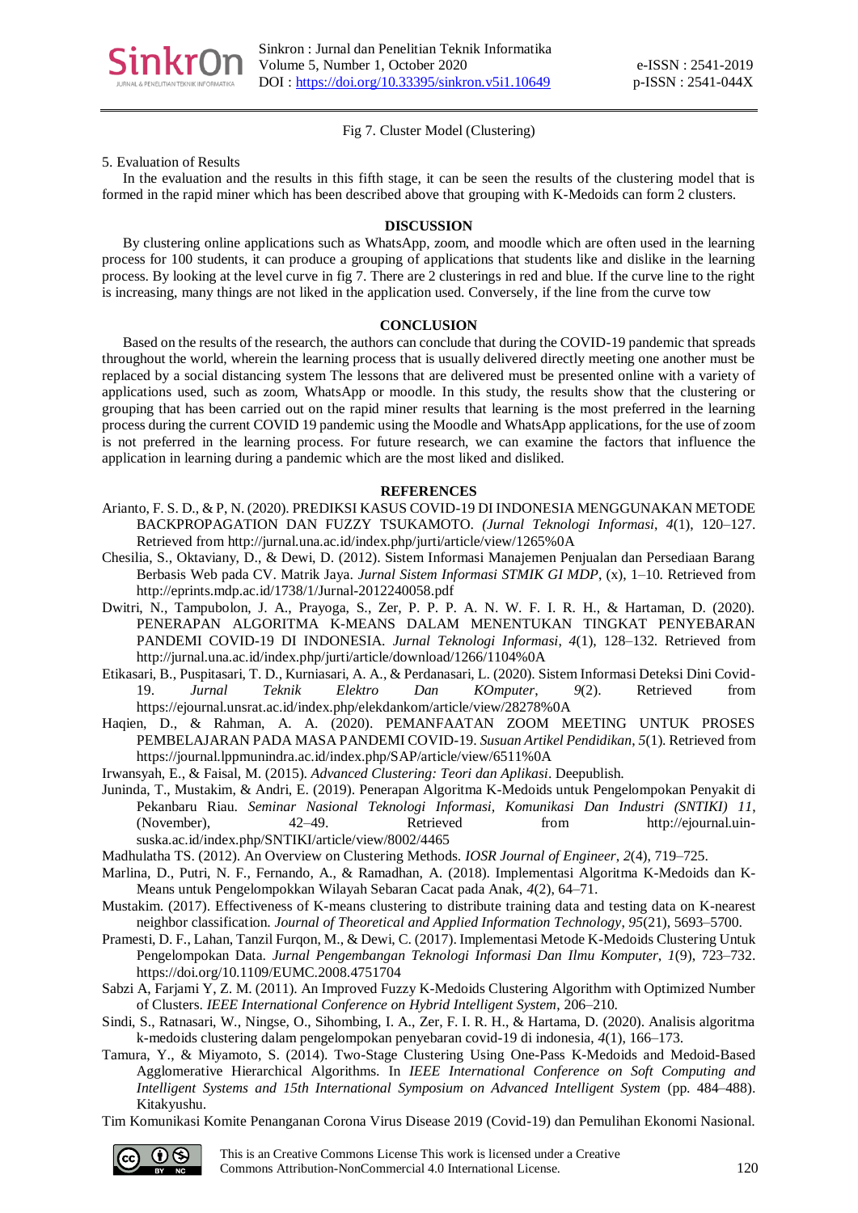Fig 7. Cluster Model (Clustering)

5. Evaluation of Results

In the evaluation and the results in this fifth stage, it can be seen the results of the clustering model that is formed in the rapid miner which has been described above that grouping with K-Medoids can form 2 clusters.

## DISCUSSION

By clustering online applications such as WhatsApp, zoom, and moodle which are often used in the learning process for 100 students, it can produce a grouping of applications that students like and dislike in the learning process. By looking at the level curve in fig 7. There are 2 clusterings in red and blue. If the curve line to the right is increasing, many things are not liked in the application used. Conversely, if the line from the curve tow

## CONCLUSION

Based on the results of the research, the authors can conclude that during the COVID-19 pandemic that spreads throughout the world, wherein the learning process that is usually delivered directly meeting one another must be replaced by a social distancing system The lessons that are delivered must be presented online with a variety of applications used, such as zoom, WhatsApp or moodle. In this study, the results show that the clustering or grouping that has been carried out on the rapid miner results that learning is the most preferred in the learning process during the current COVID 19 pandemic using the Moodle and WhatsApp applications, for the use of zoom is not preferred in the learning process. For future research, we can examine the factors that influence the application in learning during a pandemic which are the most liked and disliked.

## REFERENCES

Arianto, F. S. D., & P, N. (2020). PREDIKSI KASUS COVID-19 DI INDONESIA MENGGUNAKAN METODE BACKPROPAGATION DAN FUZZY TSUKAMOTO. *(Jurnal Teknologi Informasi*, *4*(1), 120–127. Retrieved from http://jurnal.una.ac.id/index.php/jurti/article/view/1265%0A

Chesilia, S., Oktaviany, D., & Dewi, D. (2012). Sistem Informasi Manajemen Penjualan dan Persediaan Barang Berbasis Web pada CV. Matrik Jaya. *Jurnal Sistem Informasi STMIK GI MDP*, (x), 1–10. Retrieved from http://eprints.mdp.ac.id/1738/1/Jurnal-2012240058.pdf

Dwitri, N., Tampubolon, J. A., Prayoga, S., Zer, P. P. P. A. N. W. F. I. R. H., & Hartaman, D. (2020). PENERAPAN ALGORITMA K-MEANS DALAM MENENTUKAN TINGKAT PENYEBARAN PANDEMI COVID-19 DI INDONESIA. *Jurnal Teknologi Informasi*, *4*(1), 128–132. Retrieved from http://jurnal.una.ac.id/index.php/jurti/article/download/1266/1104%0A

Etikasari, B., Puspitasari, T. D., Kurniasari, A. A., & Perdanasari, L. (2020). Sistem Informasi Deteksi Dini Covid-19. *Jurnal Teknik Elektro Dan KOmputer*, *9*(2). Retrieved from https://ejournal.unsrat.ac.id/index.php/elekdankom/article/view/28278%0A

Haqien, D., & Rahman, A. A. (2020). PEMANFAATAN ZOOM MEETING UNTUK PROSES PEMBELAJARAN PADA MASA PANDEMI COVID-19. *Susuan Artikel Pendidikan*, *5*(1). Retrieved from https://journal.lppmunindra.ac.id/index.php/SAP/article/view/6511%0A

Irwansyah, E., & Faisal, M. (2015). *Advanced Clustering: Teori dan Aplikasi*. Deepublish.

Juninda, T., Mustakim, & Andri, E. (2019). Penerapan Algoritma K-Medoids untuk Pengelompokan Penyakit di Pekanbaru Riau. *Seminar Nasional Teknologi Informasi, Komunikasi Dan Industri (SNTIKI) 11*, (November), 42–49. Retrieved from http://ejournal.uin-suska.ac.id/index.php/SNTIKI/article/view/8002/4465

Madhulatha TS. (2012). An Overview on Clustering Methods. *IOSR Journal of Engineer*, *2*(4), 719–725.

Marlina, D., Putri, N. F., Fernando, A., & Ramadhan, A. (2018). Implementasi Algoritma K-Medoids dan K-Means untuk Pengelompokkan Wilayah Sebaran Cacat pada Anak, *4*(2), 64–71.

Mustakim. (2017). Effectiveness of K-means clustering to distribute training data and testing data on K-nearest neighbor classification. *Journal of Theoretical and Applied Information Technology*, *95*(21), 5693–5700.

Pramesti, D. F., Lahan, Tanzil Furqon, M., & Dewi, C. (2017). Implementasi Metode K-Medoids Clustering Untuk Pengelompokan Data. *Jurnal Pengembangan Teknologi Informasi Dan Ilmu Komputer*, *1*(9), 723–732. https://doi.org/10.1109/EUMC.2008.4751704

Sabzi A, Farjami Y, Z. M. (2011). An Improved Fuzzy K-Medoids Clustering Algorithm with Optimized Number of Clusters. *IEEE International Conference on Hybrid Intelligent System*, 206–210.

Sindi, S., Ratnasari, W., Ningse, O., Sihombing, I. A., Zer, F. I. R. H., & Hartama, D. (2020). Analisis algoritma k-medoids clustering dalam pengelompokan penyebaran covid-19 di indonesia, *4*(1), 166–173.

Tamura, Y., & Miyamoto, S. (2014). Two-Stage Clustering Using One-Pass K-Medoids and Medoid-Based Agglomerative Hierarchical Algorithms. In *IEEE International Conference on Soft Computing and Intelligent Systems and 15th International Symposium on Advanced Intelligent System* (pp. 484–488). Kitakyushu.

Tim Komunikasi Komite Penanganan Corona Virus Disease 2019 (Covid-19) dan Pemulihan Ekonomi Nasional.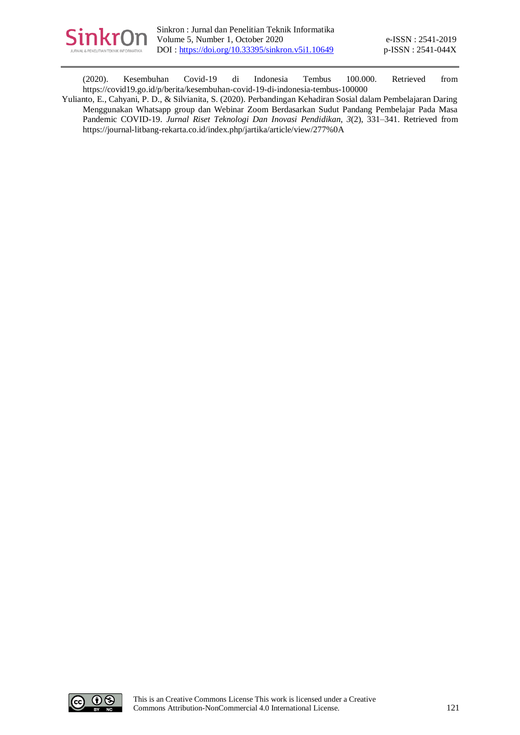(2020). Kesembuhan Covid-19 di Indonesia Tembus 100.000. Retrieved from https://covid19.go.id/p/berita/kesembuhan-covid-19-di-indonesia-tembus-100000

Yulianto, E., Cahyani, P. D., & Silvianita, S. (2020). Perbandingan Kehadiran Sosial dalam Pembelajaran Daring Menggunakan Whatsapp group dan Webinar Zoom Berdasarkan Sudut Pandang Pembelajar Pada Masa Pandemic COVID-19. *Jurnal Riset Teknologi Dan Inovasi Pendidikan*, *3*(2), 331–341. Retrieved from https://journal-litbang-rekarta.co.id/index.php/jartika/article/view/277%0A

This is an Creative Commons License This work is licensed under a Creative Commons Attribution-NonCommercial 4.0 International License.